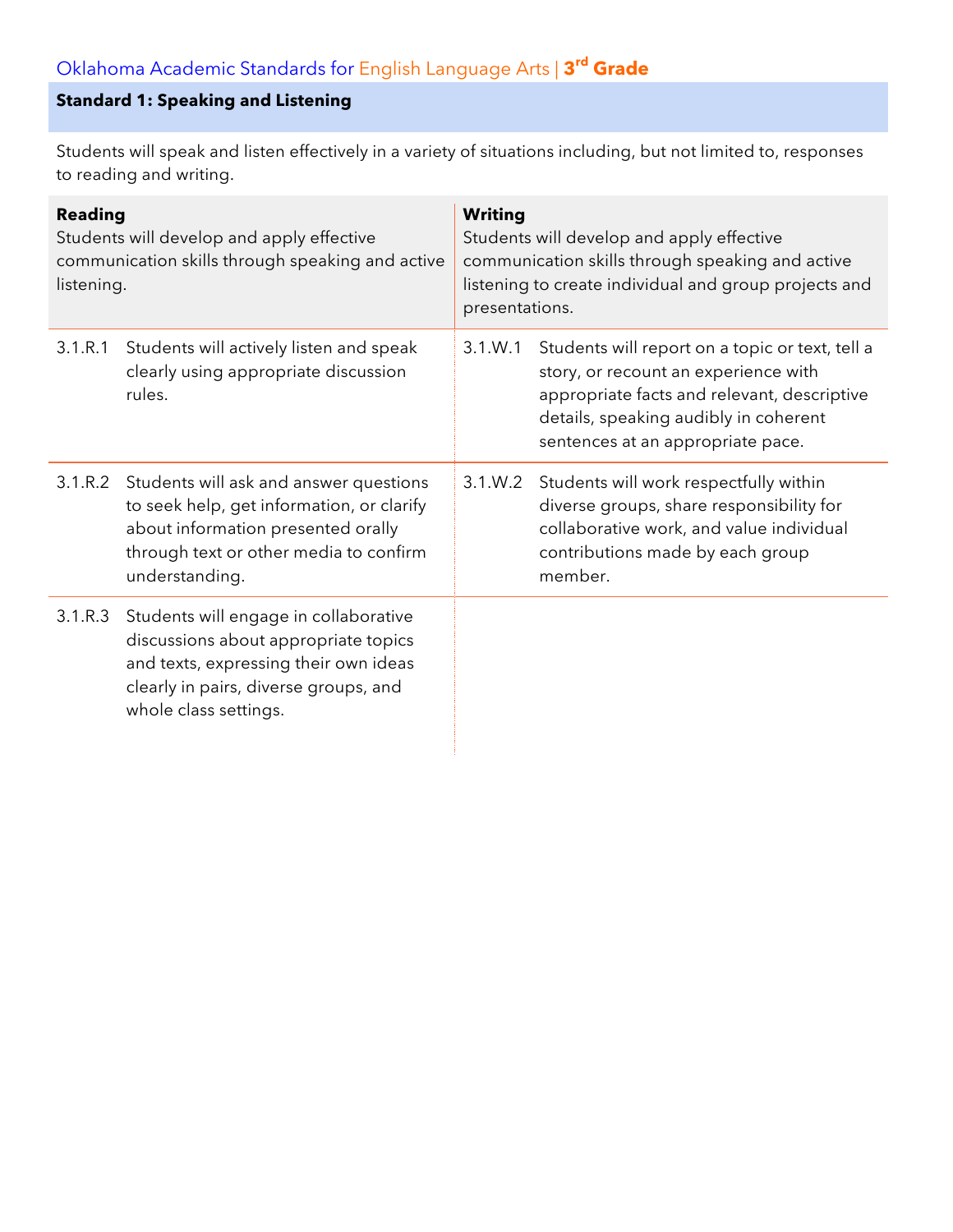Oklahoma Academic Standards for English Language Arts | **3[rd] Grade**

## Standard 1: Speaking and Listening

Students will speak and listen effectively in a variety of situations including, but not limited to, responses to reading and writing.

| **Reading** Students will develop and apply effective communication skills through speaking and active listening. | | **Writing** Students will develop and apply effective communication skills through speaking and active listening to create individual and group projects and presentations. | |
|---|---|---|---|
| 3.1.R.1 | Students will actively listen and speak clearly using appropriate discussion rules. | 3.1.W.1 | Students will report on a topic or text, tell a story, or recount an experience with appropriate facts and relevant, descriptive details, speaking audibly in coherent sentences at an appropriate pace. |
| 3.1.R.2 | Students will ask and answer questions to seek help, get information, or clarify about information presented orally through text or other media to confirm understanding. | 3.1.W.2 | Students will work respectfully within diverse groups, share responsibility for collaborative work, and value individual contributions made by each group member. |
| 3.1.R.3 | Students will engage in collaborative discussions about appropriate topics and texts, expressing their own ideas clearly in pairs, diverse groups, and whole class settings. | | |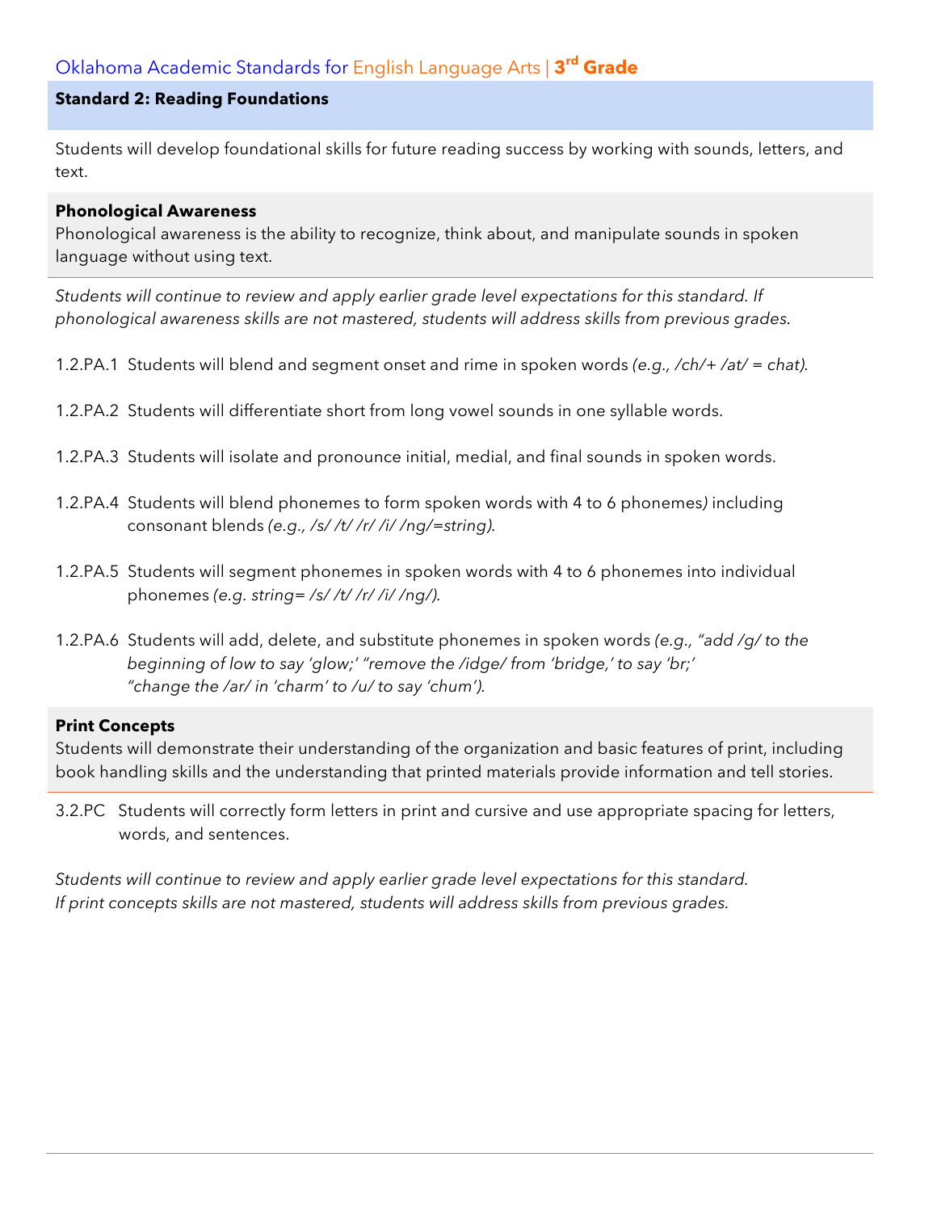## Standard 2: Reading Foundations

Students will develop foundational skills for future reading success by working with sounds, letters, and text.

### Phonological Awareness

Phonological awareness is the ability to recognize, think about, and manipulate sounds in spoken language without using text.

*Students will continue to review and apply earlier grade level expectations for this standard. If phonological awareness skills are not mastered, students will address skills from previous grades.*

1.2.PA.1 Students will blend and segment onset and rime in spoken words *(e.g., /ch/+ /at/ = chat).*

1.2.PA.2 Students will differentiate short from long vowel sounds in one syllable words.

1.2.PA.3 Students will isolate and pronounce initial, medial, and final sounds in spoken words.

1.2.PA.4 Students will blend phonemes to form spoken words with 4 to 6 phonemes*)* including consonant blends *(e.g., /s/ /t/ /r/ /i/ /ng/=string).*

1.2.PA.5 Students will segment phonemes in spoken words with 4 to 6 phonemes into individual phonemes *(e.g. string= /s/ /t/ /r/ /i/ /ng/).*

1.2.PA.6 Students will add, delete, and substitute phonemes in spoken words *(e.g., "add /g/ to the beginning of low to say 'glow;' "remove the /idge/ from 'bridge,' to say 'br;' "change the /ar/ in 'charm' to /u/ to say 'chum').*

### Print Concepts

Students will demonstrate their understanding of the organization and basic features of print, including book handling skills and the understanding that printed materials provide information and tell stories.

3.2.PC Students will correctly form letters in print and cursive and use appropriate spacing for letters, words, and sentences.

*Students will continue to review and apply earlier grade level expectations for this standard. If print concepts skills are not mastered, students will address skills from previous grades.*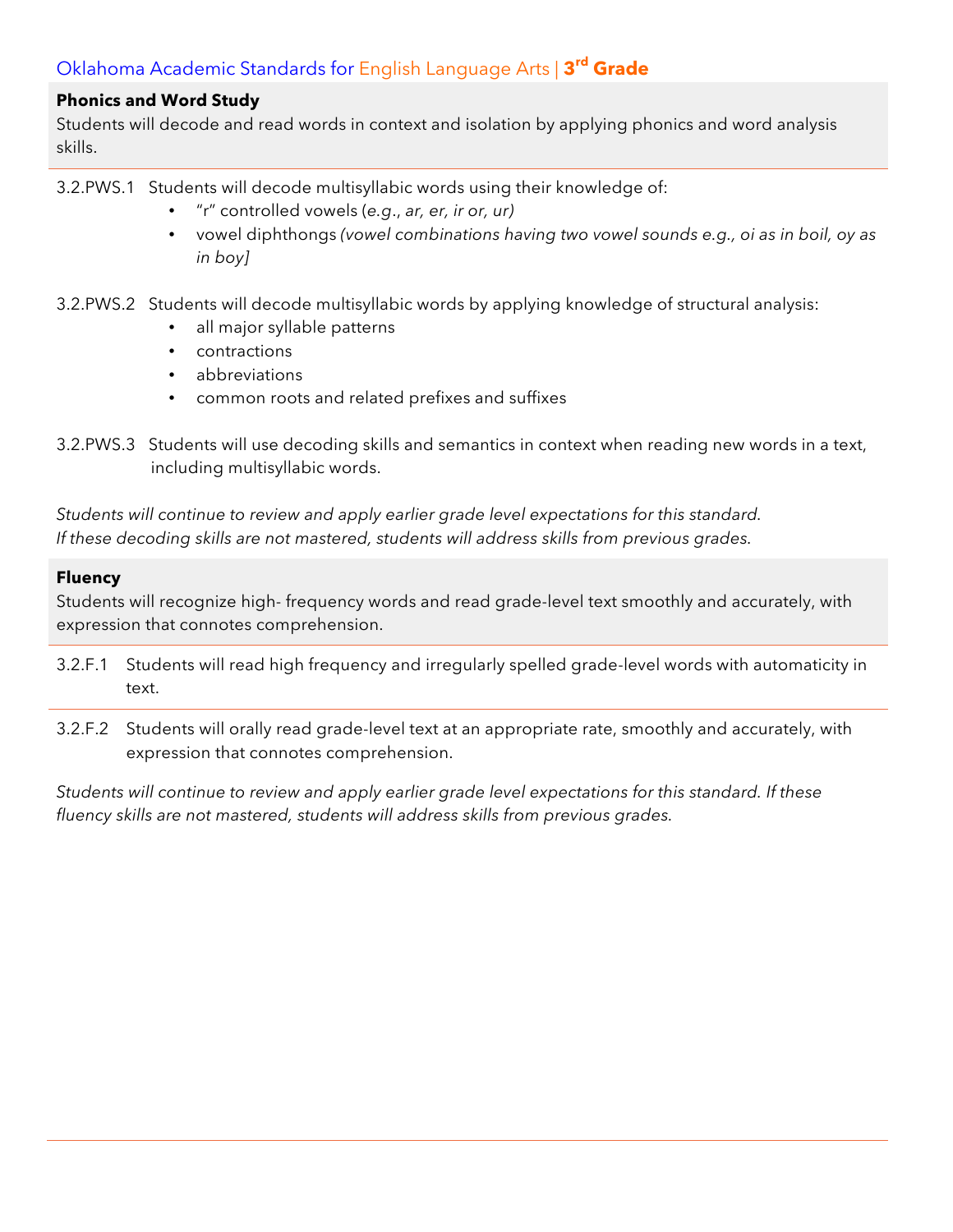**Phonics and Word Study**

Students will decode and read words in context and isolation by applying phonics and word analysis skills.

3.2.PWS.1 Students will decode multisyllabic words using their knowledge of:

- "r" controlled vowels (*e.g., ar, er, ir or, ur)*
- vowel diphthongs *(vowel combinations having two vowel sounds e.g., oi as in boil, oy as in boy]*

3.2.PWS.2 Students will decode multisyllabic words by applying knowledge of structural analysis:

- all major syllable patterns
- contractions
- abbreviations
- common roots and related prefixes and suffixes

3.2.PWS.3 Students will use decoding skills and semantics in context when reading new words in a text, including multisyllabic words.

*Students will continue to review and apply earlier grade level expectations for this standard. If these decoding skills are not mastered, students will address skills from previous grades.*

**Fluency**

Students will recognize high- frequency words and read grade-level text smoothly and accurately, with expression that connotes comprehension.

3.2.F.1 Students will read high frequency and irregularly spelled grade-level words with automaticity in text.

3.2.F.2 Students will orally read grade-level text at an appropriate rate, smoothly and accurately, with expression that connotes comprehension.

*Students will continue to review and apply earlier grade level expectations for this standard. If these fluency skills are not mastered, students will address skills from previous grades.*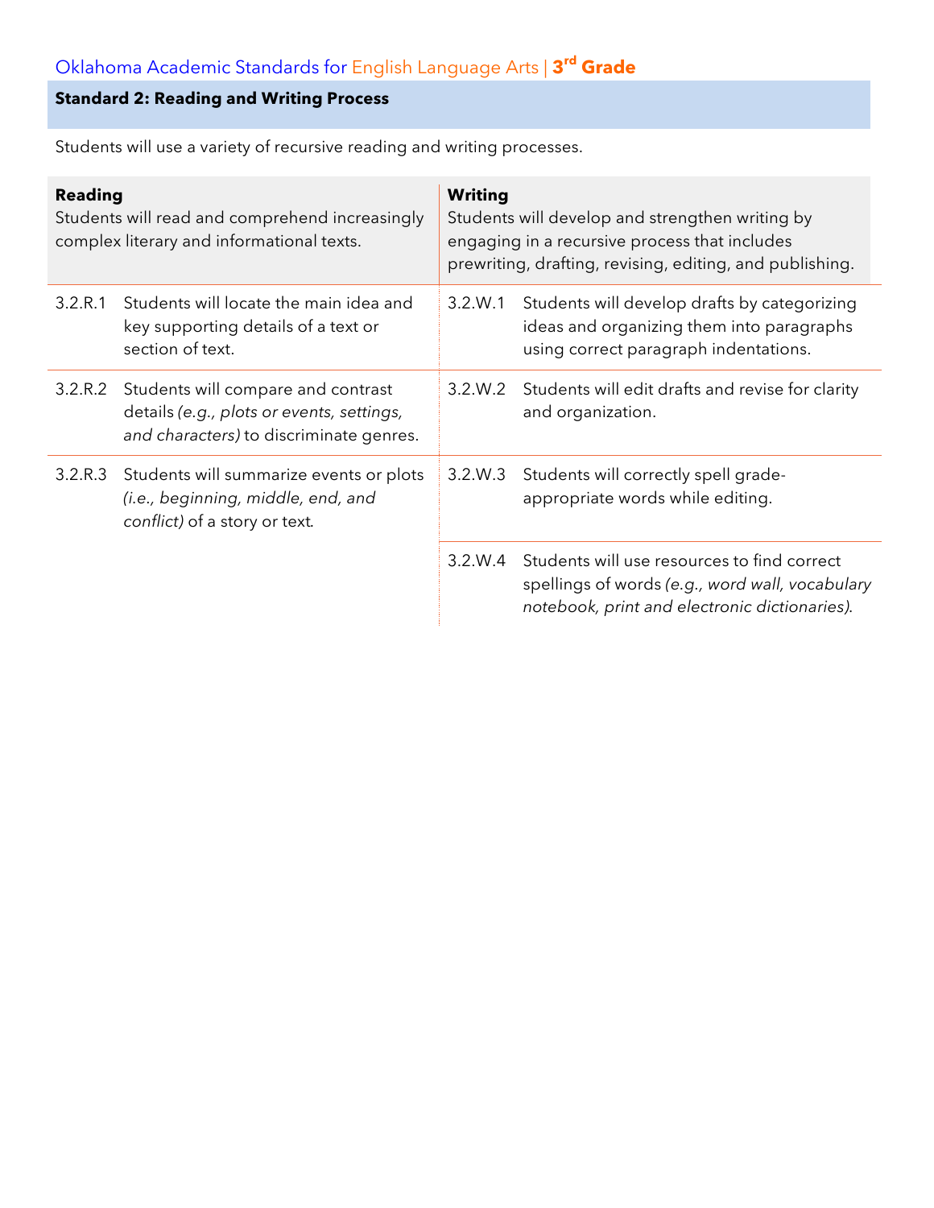## Standard 2: Reading and Writing Process

Students will use a variety of recursive reading and writing processes.

| **Reading**<br>Students will read and comprehend increasingly complex literary and informational texts. | | **Writing**<br>Students will develop and strengthen writing by engaging in a recursive process that includes prewriting, drafting, revising, editing, and publishing. | |
|---|---|---|---|
| 3.2.R.1 | Students will locate the main idea and key supporting details of a text or section of text. | 3.2.W.1 | Students will develop drafts by categorizing ideas and organizing them into paragraphs using correct paragraph indentations. |
| 3.2.R.2 | Students will compare and contrast details *(e.g., plots or events, settings, and characters)* to discriminate genres. | 3.2.W.2 | Students will edit drafts and revise for clarity and organization. |
| 3.2.R.3 | Students will summarize events or plots *(i.e., beginning, middle, end, and conflict)* of a story or text. | 3.2.W.3 | Students will correctly spell grade-appropriate words while editing. |
| | | 3.2.W.4 | Students will use resources to find correct spellings of words *(e.g., word wall, vocabulary notebook, print and electronic dictionaries)*. |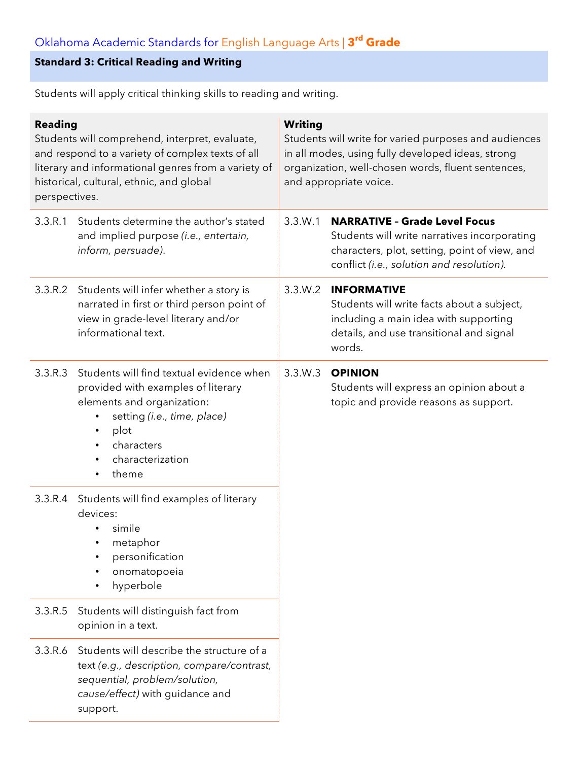Oklahoma Academic Standards for English Language Arts | **3rd Grade**

## Standard 3: Critical Reading and Writing

Students will apply critical thinking skills to reading and writing.

| **Reading**<br>Students will comprehend, interpret, evaluate, and respond to a variety of complex texts of all literary and informational genres from a variety of historical, cultural, ethnic, and global perspectives. | **Writing**<br>Students will write for varied purposes and audiences in all modes, using fully developed ideas, strong organization, well-chosen words, fluent sentences, and appropriate voice. |
|---|---|
| 3.3.R.1 Students determine the author's stated and implied purpose *(i.e., entertain, inform, persuade)*. | 3.3.W.1 **NARRATIVE – Grade Level Focus**<br>Students will write narratives incorporating characters, plot, setting, point of view, and conflict *(i.e., solution and resolution)*. |
| 3.3.R.2 Students will infer whether a story is narrated in first or third person point of view in grade-level literary and/or informational text. | 3.3.W.2 **INFORMATIVE**<br>Students will write facts about a subject, including a main idea with supporting details, and use transitional and signal words. |
| 3.3.R.3 Students will find textual evidence when provided with examples of literary elements and organization:<br>• setting *(i.e., time, place)*<br>• plot<br>• characters<br>• characterization<br>• theme | 3.3.W.3 **OPINION**<br>Students will express an opinion about a topic and provide reasons as support. |
| 3.3.R.4 Students will find examples of literary devices:<br>• simile<br>• metaphor<br>• personification<br>• onomatopoeia<br>• hyperbole | |
| 3.3.R.5 Students will distinguish fact from opinion in a text. | |
| 3.3.R.6 Students will describe the structure of a text *(e.g., description, compare/contrast, sequential, problem/solution, cause/effect)* with guidance and support. | |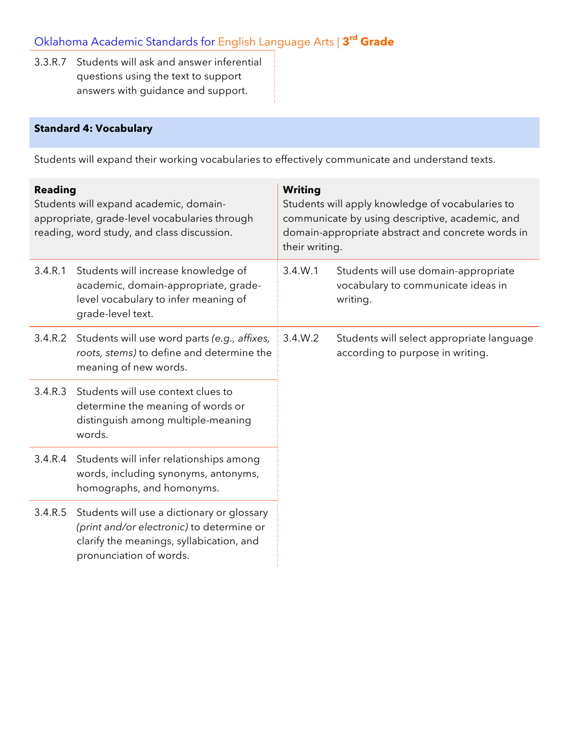| | |
|---|---|
| 3.3.R.7 | Students will ask and answer inferential questions using the text to support answers with guidance and support. |

## Standard 4: Vocabulary

Students will expand their working vocabularies to effectively communicate and understand texts.

| **Reading**<br>Students will expand academic, domain-appropriate, grade-level vocabularies through reading, word study, and class discussion. | | **Writing**<br>Students will apply knowledge of vocabularies to communicate by using descriptive, academic, and domain-appropriate abstract and concrete words in their writing. | |
|---|---|---|---|
| 3.4.R.1 | Students will increase knowledge of academic, domain-appropriate, grade-level vocabulary to infer meaning of grade-level text. | 3.4.W.1 | Students will use domain-appropriate vocabulary to communicate ideas in writing. |
| 3.4.R.2 | Students will use word parts *(e.g., affixes, roots, stems)* to define and determine the meaning of new words. | 3.4.W.2 | Students will select appropriate language according to purpose in writing. |
| 3.4.R.3 | Students will use context clues to determine the meaning of words or distinguish among multiple-meaning words. | | |
| 3.4.R.4 | Students will infer relationships among words, including synonyms, antonyms, homographs, and homonyms. | | |
| 3.4.R.5 | Students will use a dictionary or glossary *(print and/or electronic)* to determine or clarify the meanings, syllabication, and pronunciation of words. | | |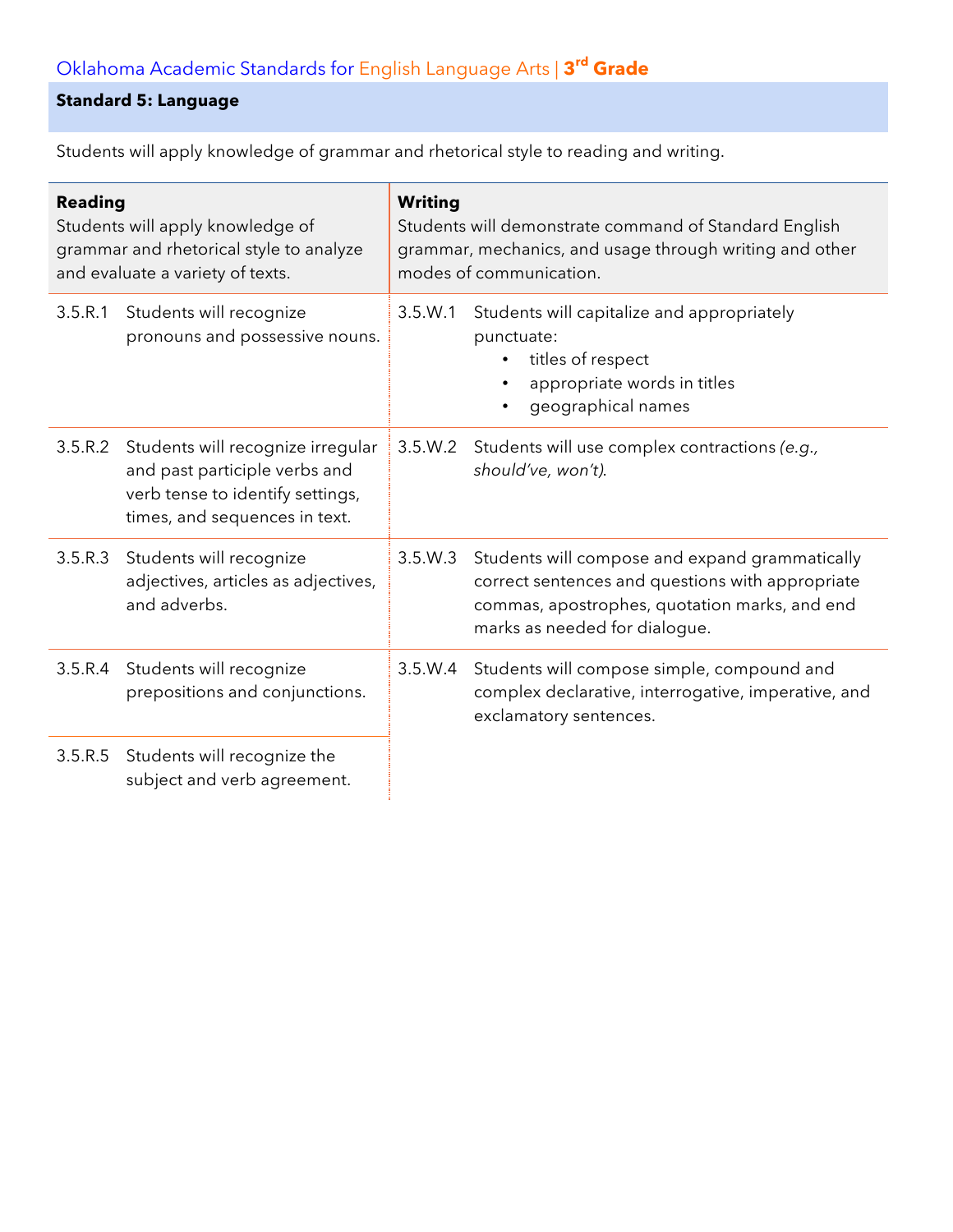Oklahoma Academic Standards for English Language Arts | **3rd Grade**

## Standard 5: Language

Students will apply knowledge of grammar and rhetorical style to reading and writing.

| **Reading**<br>Students will apply knowledge of grammar and rhetorical style to analyze and evaluate a variety of texts. | | **Writing**<br>Students will demonstrate command of Standard English grammar, mechanics, and usage through writing and other modes of communication. | |
|---|---|---|---|
| 3.5.R.1 | Students will recognize pronouns and possessive nouns. | 3.5.W.1 | Students will capitalize and appropriately punctuate:<br>• titles of respect<br>• appropriate words in titles<br>• geographical names |
| 3.5.R.2 | Students will recognize irregular and past participle verbs and verb tense to identify settings, times, and sequences in text. | 3.5.W.2 | Students will use complex contractions *(e.g., should've, won't)*. |
| 3.5.R.3 | Students will recognize adjectives, articles as adjectives, and adverbs. | 3.5.W.3 | Students will compose and expand grammatically correct sentences and questions with appropriate commas, apostrophes, quotation marks, and end marks as needed for dialogue. |
| 3.5.R.4 | Students will recognize prepositions and conjunctions. | 3.5.W.4 | Students will compose simple, compound and complex declarative, interrogative, imperative, and exclamatory sentences. |
| 3.5.R.5 | Students will recognize the subject and verb agreement. | | |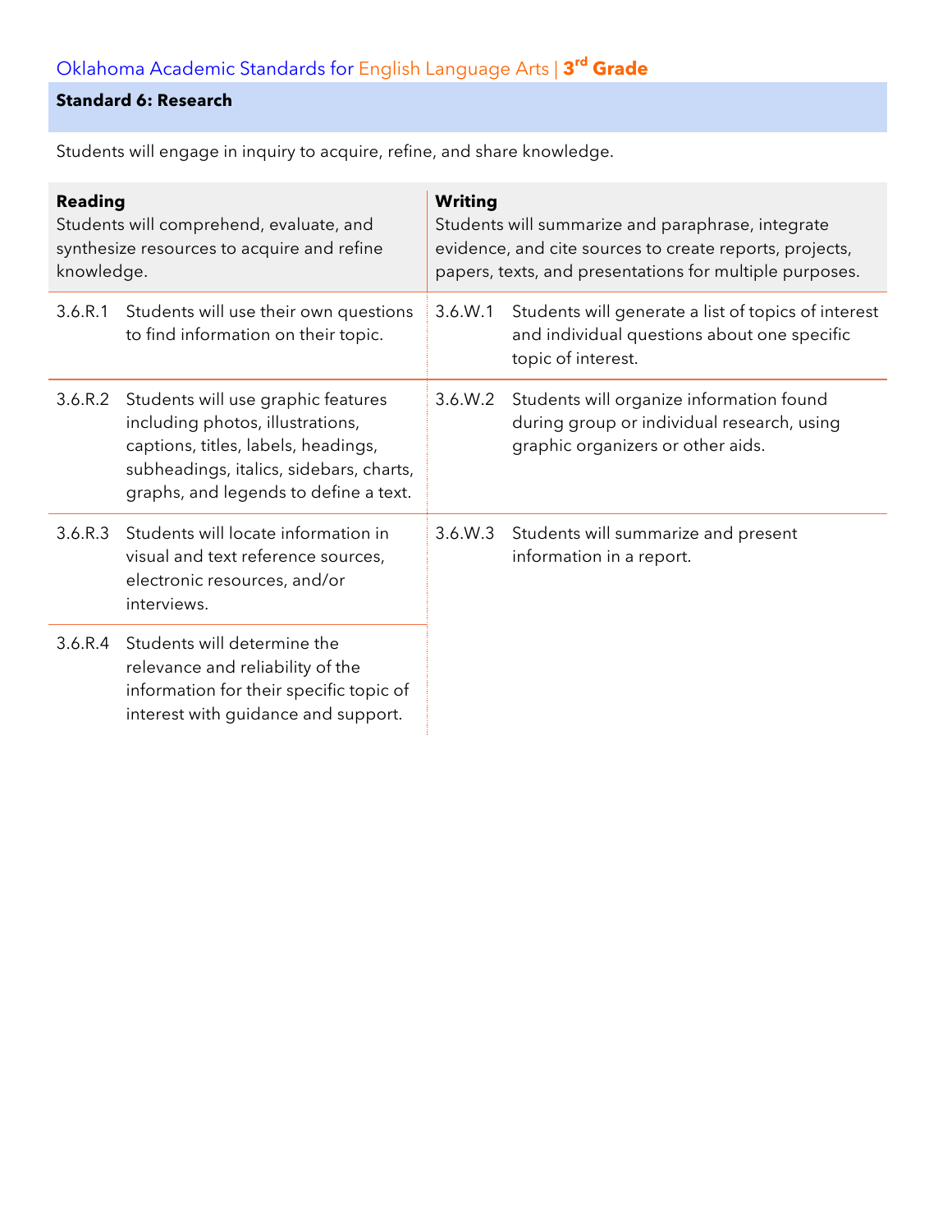Oklahoma Academic Standards for English Language Arts | **3rd Grade**

## Standard 6: Research

Students will engage in inquiry to acquire, refine, and share knowledge.

| **Reading**<br>Students will comprehend, evaluate, and synthesize resources to acquire and refine knowledge. | | **Writing**<br>Students will summarize and paraphrase, integrate evidence, and cite sources to create reports, projects, papers, texts, and presentations for multiple purposes. | |
|---|---|---|---|
| 3.6.R.1 | Students will use their own questions to find information on their topic. | 3.6.W.1 | Students will generate a list of topics of interest and individual questions about one specific topic of interest. |
| 3.6.R.2 | Students will use graphic features including photos, illustrations, captions, titles, labels, headings, subheadings, italics, sidebars, charts, graphs, and legends to define a text. | 3.6.W.2 | Students will organize information found during group or individual research, using graphic organizers or other aids. |
| 3.6.R.3 | Students will locate information in visual and text reference sources, electronic resources, and/or interviews. | 3.6.W.3 | Students will summarize and present information in a report. |
| 3.6.R.4 | Students will determine the relevance and reliability of the information for their specific topic of interest with guidance and support. | | |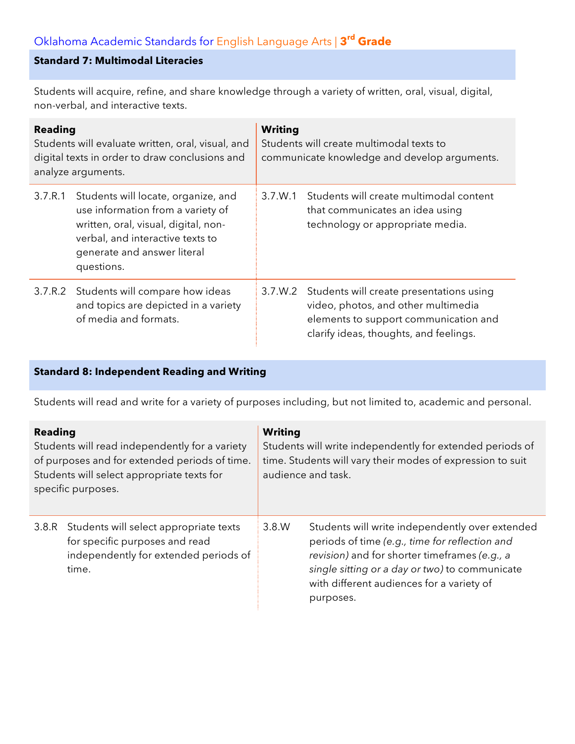Oklahoma Academic Standards for English Language Arts | **3rd Grade**

## Standard 7: Multimodal Literacies

Students will acquire, refine, and share knowledge through a variety of written, oral, visual, digital, non-verbal, and interactive texts.

| **Reading**<br>Students will evaluate written, oral, visual, and digital texts in order to draw conclusions and analyze arguments. | | **Writing**<br>Students will create multimodal texts to communicate knowledge and develop arguments. | |
|---|---|---|---|
| 3.7.R.1 | Students will locate, organize, and use information from a variety of written, oral, visual, digital, non-verbal, and interactive texts to generate and answer literal questions. | 3.7.W.1 | Students will create multimodal content that communicates an idea using technology or appropriate media. |
| 3.7.R.2 | Students will compare how ideas and topics are depicted in a variety of media and formats. | 3.7.W.2 | Students will create presentations using video, photos, and other multimedia elements to support communication and clarify ideas, thoughts, and feelings. |

## Standard 8: Independent Reading and Writing

Students will read and write for a variety of purposes including, but not limited to, academic and personal.

| **Reading**<br>Students will read independently for a variety of purposes and for extended periods of time. Students will select appropriate texts for specific purposes. | | **Writing**<br>Students will write independently for extended periods of time. Students will vary their modes of expression to suit audience and task. | |
|---|---|---|---|
| 3.8.R | Students will select appropriate texts for specific purposes and read independently for extended periods of time. | 3.8.W | Students will write independently over extended periods of time *(e.g., time for reflection and revision)* and for shorter timeframes *(e.g., a single sitting or a day or two)* to communicate with different audiences for a variety of purposes. |